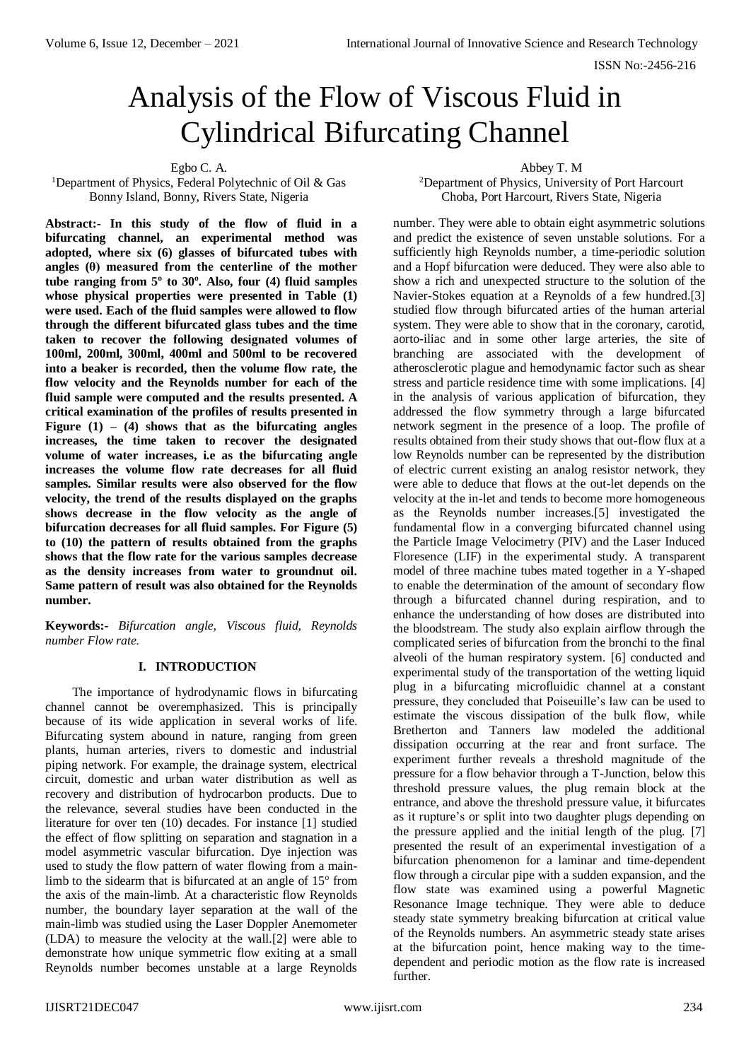# Analysis of the Flow of Viscous Fluid in Cylindrical Bifurcating Channel

Egbo C. A.
[1]Department of Physics, Federal Polytechnic of Oil & Gas
Bonny Island, Bonny, Rivers State, Nigeria

Abbey T. M
[2]Department of Physics, University of Port Harcourt
Choba, Port Harcourt, Rivers State, Nigeria

**Abstract:- In this study of the flow of fluid in a bifurcating channel, an experimental method was adopted, where six (6) glasses of bifurcated tubes with angles (θ) measured from the centerline of the mother tube ranging from 5º to 30º. Also, four (4) fluid samples whose physical properties were presented in Table (1) were used. Each of the fluid samples were allowed to flow through the different bifurcated glass tubes and the time taken to recover the following designated volumes of 100ml, 200ml, 300ml, 400ml and 500ml to be recovered into a beaker is recorded, then the volume flow rate, the flow velocity and the Reynolds number for each of the fluid sample were computed and the results presented. A critical examination of the profiles of results presented in Figure (1) – (4) shows that as the bifurcating angles increases, the time taken to recover the designated volume of water increases, i.e as the bifurcating angle increases the volume flow rate decreases for all fluid samples. Similar results were also observed for the flow velocity, the trend of the results displayed on the graphs shows decrease in the flow velocity as the angle of bifurcation decreases for all fluid samples. For Figure (5) to (10) the pattern of results obtained from the graphs shows that the flow rate for the various samples decrease as the density increases from water to groundnut oil. Same pattern of result was also obtained for the Reynolds number.**

**Keywords:-** *Bifurcation angle, Viscous fluid, Reynolds number Flow rate.*

## I. INTRODUCTION

The importance of hydrodynamic flows in bifurcating channel cannot be overemphasized. This is principally because of its wide application in several works of life. Bifurcating system abound in nature, ranging from green plants, human arteries, rivers to domestic and industrial piping network. For example, the drainage system, electrical circuit, domestic and urban water distribution as well as recovery and distribution of hydrocarbon products. Due to the relevance, several studies have been conducted in the literature for over ten (10) decades. For instance [1] studied the effect of flow splitting on separation and stagnation in a model asymmetric vascular bifurcation. Dye injection was used to study the flow pattern of water flowing from a main-limb to the sidearm that is bifurcated at an angle of 15º from the axis of the main-limb. At a characteristic flow Reynolds number, the boundary layer separation at the wall of the main-limb was studied using the Laser Doppler Anemometer (LDA) to measure the velocity at the wall.[2] were able to demonstrate how unique symmetric flow exiting at a small Reynolds number becomes unstable at a large Reynolds number. They were able to obtain eight asymmetric solutions and predict the existence of seven unstable solutions. For a sufficiently high Reynolds number, a time-periodic solution and a Hopf bifurcation were deduced. They were also able to show a rich and unexpected structure to the solution of the Navier-Stokes equation at a Reynolds of a few hundred.[3] studied flow through bifurcated arties of the human arterial system. They were able to show that in the coronary, carotid, aorto-iliac and in some other large arteries, the site of branching are associated with the development of atherosclerotic plague and hemodynamic factor such as shear stress and particle residence time with some implications. [4] in the analysis of various application of bifurcation, they addressed the flow symmetry through a large bifurcated network segment in the presence of a loop. The profile of results obtained from their study shows that out-flow flux at a low Reynolds number can be represented by the distribution of electric current existing an analog resistor network, they were able to deduce that flows at the out-let depends on the velocity at the in-let and tends to become more homogeneous as the Reynolds number increases.[5] investigated the fundamental flow in a converging bifurcated channel using the Particle Image Velocimetry (PIV) and the Laser Induced Floresence (LIF) in the experimental study. A transparent model of three machine tubes mated together in a Y-shaped to enable the determination of the amount of secondary flow through a bifurcated channel during respiration, and to enhance the understanding of how doses are distributed into the bloodstream. The study also explain airflow through the complicated series of bifurcation from the bronchi to the final alveoli of the human respiratory system. [6] conducted and experimental study of the transportation of the wetting liquid plug in a bifurcating microfluidic channel at a constant pressure, they concluded that Poiseuille's law can be used to estimate the viscous dissipation of the bulk flow, while Bretherton and Tanners law modeled the additional dissipation occurring at the rear and front surface. The experiment further reveals a threshold magnitude of the pressure for a flow behavior through a T-Junction, below this threshold pressure values, the plug remain block at the entrance, and above the threshold pressure value, it bifurcates as it rupture's or split into two daughter plugs depending on the pressure applied and the initial length of the plug. [7] presented the result of an experimental investigation of a bifurcation phenomenon for a laminar and time-dependent flow through a circular pipe with a sudden expansion, and the flow state was examined using a powerful Magnetic Resonance Image technique. They were able to deduce steady state symmetry breaking bifurcation at critical value of the Reynolds numbers. An asymmetric steady state arises at the bifurcation point, hence making way to the time-dependent and periodic motion as the flow rate is increased further.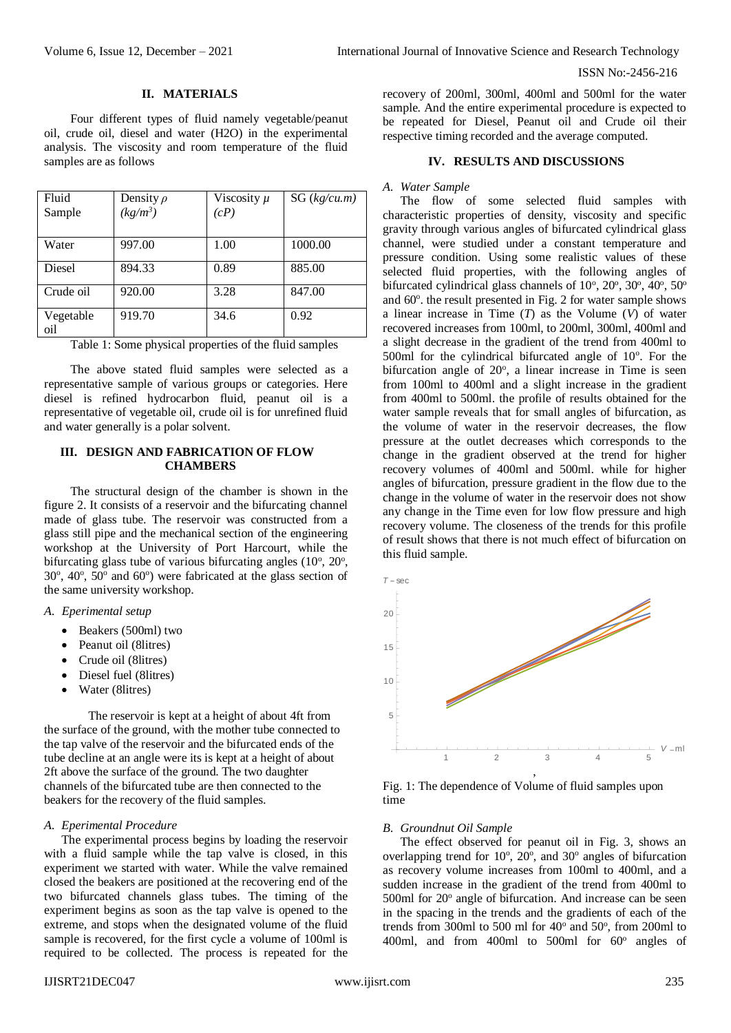## II. MATERIALS

Four different types of fluid namely vegetable/peanut oil, crude oil, diesel and water ($H_2O$) in the experimental analysis. The viscosity and room temperature of the fluid samples are as follows

| Fluid Sample | Density $\rho$ ($kg/m^3$) | Viscosity $\mu$ ($cP$) | SG ($kg/cu.m$) |
|---|---|---|---|
| Water | 997.00 | 1.00 | 1000.00 |
| Diesel | 894.33 | 0.89 | 885.00 |
| Crude oil | 920.00 | 3.28 | 847.00 |
| Vegetable oil | 919.70 | 34.6 | 0.92 |

Table 1: Some physical properties of the fluid samples

The above stated fluid samples were selected as a representative sample of various groups or categories. Here diesel is refined hydrocarbon fluid, peanut oil is a representative of vegetable oil, crude oil is for unrefined fluid and water generally is a polar solvent.

## III. DESIGN AND FABRICATION OF FLOW CHAMBERS

The structural design of the chamber is shown in the figure 2. It consists of a reservoir and the bifurcating channel made of glass tube. The reservoir was constructed from a glass still pipe and the mechanical section of the engineering workshop at the University of Port Harcourt, while the bifurcating glass tube of various bifurcating angles (10°, 20°, 30°, 40°, 50° and 60°) were fabricated at the glass section of the same university workshop.

### A. Eperimental setup

- Beakers (500ml) two
- Peanut oil (8litres)
- Crude oil (8litres)
- Diesel fuel (8litres)
- Water (8litres)

The reservoir is kept at a height of about 4ft from the surface of the ground, with the mother tube connected to the tap valve of the reservoir and the bifurcated ends of the tube decline at an angle were its is kept at a height of about 2ft above the surface of the ground. The two daughter channels of the bifurcated tube are then connected to the beakers for the recovery of the fluid samples.

### A. Eperimental Procedure

The experimental process begins by loading the reservoir with a fluid sample while the tap valve is closed, in this experiment we started with water. While the valve remained closed the beakers are positioned at the recovering end of the two bifurcated channels glass tubes. The timing of the experiment begins as soon as the tap valve is opened to the extreme, and stops when the designated volume of the fluid sample is recovered, for the first cycle a volume of 100ml is required to be collected. The process is repeated for the recovery of 200ml, 300ml, 400ml and 500ml for the water sample. And the entire experimental procedure is expected to be repeated for Diesel, Peanut oil and Crude oil their respective timing recorded and the average computed.

## IV. RESULTS AND DISCUSSIONS

### A. Water Sample

The flow of some selected fluid samples with characteristic properties of density, viscosity and specific gravity through various angles of bifurcated cylindrical glass channel, were studied under a constant temperature and pressure condition. Using some realistic values of these selected fluid properties, with the following angles of bifurcated cylindrical glass channels of 10°, 20°, 30°, 40°, 50° and 60°. the result presented in Fig. 2 for water sample shows a linear increase in Time ($T$) as the Volume ($V$) of water recovered increases from 100ml, to 200ml, 300ml, 400ml and a slight decrease in the gradient of the trend from 400ml to 500ml for the cylindrical bifurcated angle of 10°. For the bifurcation angle of 20°, a linear increase in Time is seen from 100ml to 400ml and a slight increase in the gradient from 400ml to 500ml. the profile of results obtained for the water sample reveals that for small angles of bifurcation, as the volume of water in the reservoir decreases, the flow pressure at the outlet decreases which corresponds to the change in the gradient observed at the trend for higher recovery volumes of 400ml and 500ml. while for higher angles of bifurcation, pressure gradient in the flow due to the change in the volume of water in the reservoir does not show any change in the Time even for low flow pressure and high recovery volume. The closeness of the trends for this profile of result shows that there is not much effect of bifurcation on this fluid sample.

Fig. 1: The dependence of Volume of fluid samples upon time

### B. Groundnut Oil Sample

The effect observed for peanut oil in Fig. 3, shows an overlapping trend for 10°, 20°, and 30° angles of bifurcation as recovery volume increases from 100ml to 400ml, and a sudden increase in the gradient of the trend from 400ml to 500ml for 20° angle of bifurcation. And increase can be seen in the spacing in the trends and the gradients of each of the trends from 300ml to 500 ml for 40° and 50°, from 200ml to 400ml, and from 400ml to 500ml for 60° angles of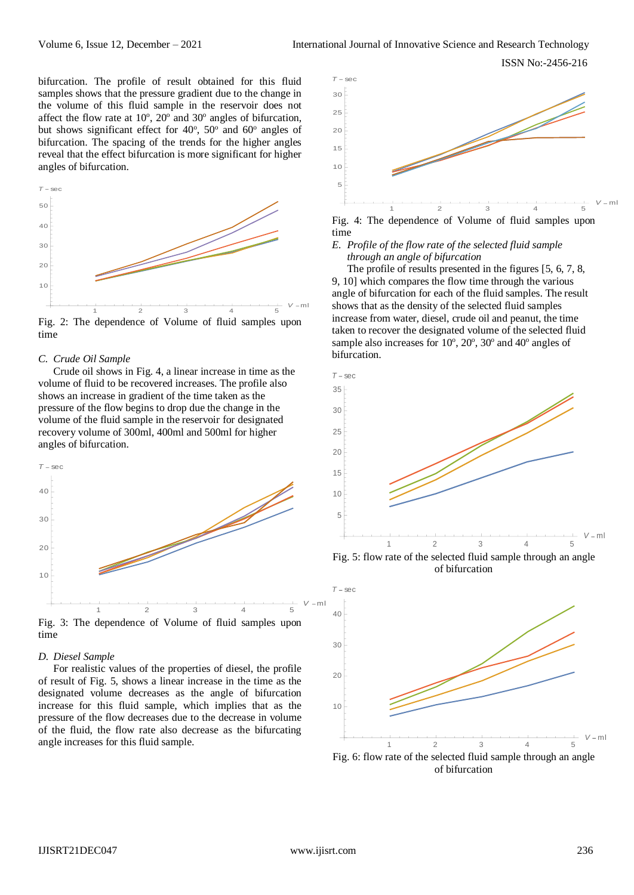bifurcation. The profile of result obtained for this fluid samples shows that the pressure gradient due to the change in the volume of this fluid sample in the reservoir does not affect the flow rate at $10^o$, $20^o$ and $30^o$ angles of bifurcation, but shows significant effect for $40^o$, $50^o$ and $60^o$ angles of bifurcation. The spacing of the trends for the higher angles reveal that the effect bifurcation is more significant for higher angles of bifurcation.

Fig. 2: The dependence of Volume of fluid samples upon time

### C. *Crude Oil Sample*

Crude oil shows in Fig. 4, a linear increase in time as the volume of fluid to be recovered increases. The profile also shows an increase in gradient of the time taken as the pressure of the flow begins to drop due the change in the volume of the fluid sample in the reservoir for designated recovery volume of 300ml, 400ml and 500ml for higher angles of bifurcation.

Fig. 3: The dependence of Volume of fluid samples upon time

### D. *Diesel Sample*

For realistic values of the properties of diesel, the profile of result of Fig. 5, shows a linear increase in the time as the designated volume decreases as the angle of bifurcation increase for this fluid sample, which implies that as the pressure of the flow decreases due to the decrease in volume of the fluid, the flow rate also decrease as the bifurcating angle increases for this fluid sample.

Fig. 4: The dependence of Volume of fluid samples upon time

### E. *Profile of the flow rate of the selected fluid sample through an angle of bifurcation*

The profile of results presented in the figures [5, 6, 7, 8, 9, 10] which compares the flow time through the various angle of bifurcation for each of the fluid samples. The result shows that as the density of the selected fluid samples increase from water, diesel, crude oil and peanut, the time taken to recover the designated volume of the selected fluid sample also increases for $10^o$, $20^o$, $30^o$ and $40^o$ angles of bifurcation.

Fig. 5: flow rate of the selected fluid sample through an angle of bifurcation

Fig. 6: flow rate of the selected fluid sample through an angle of bifurcation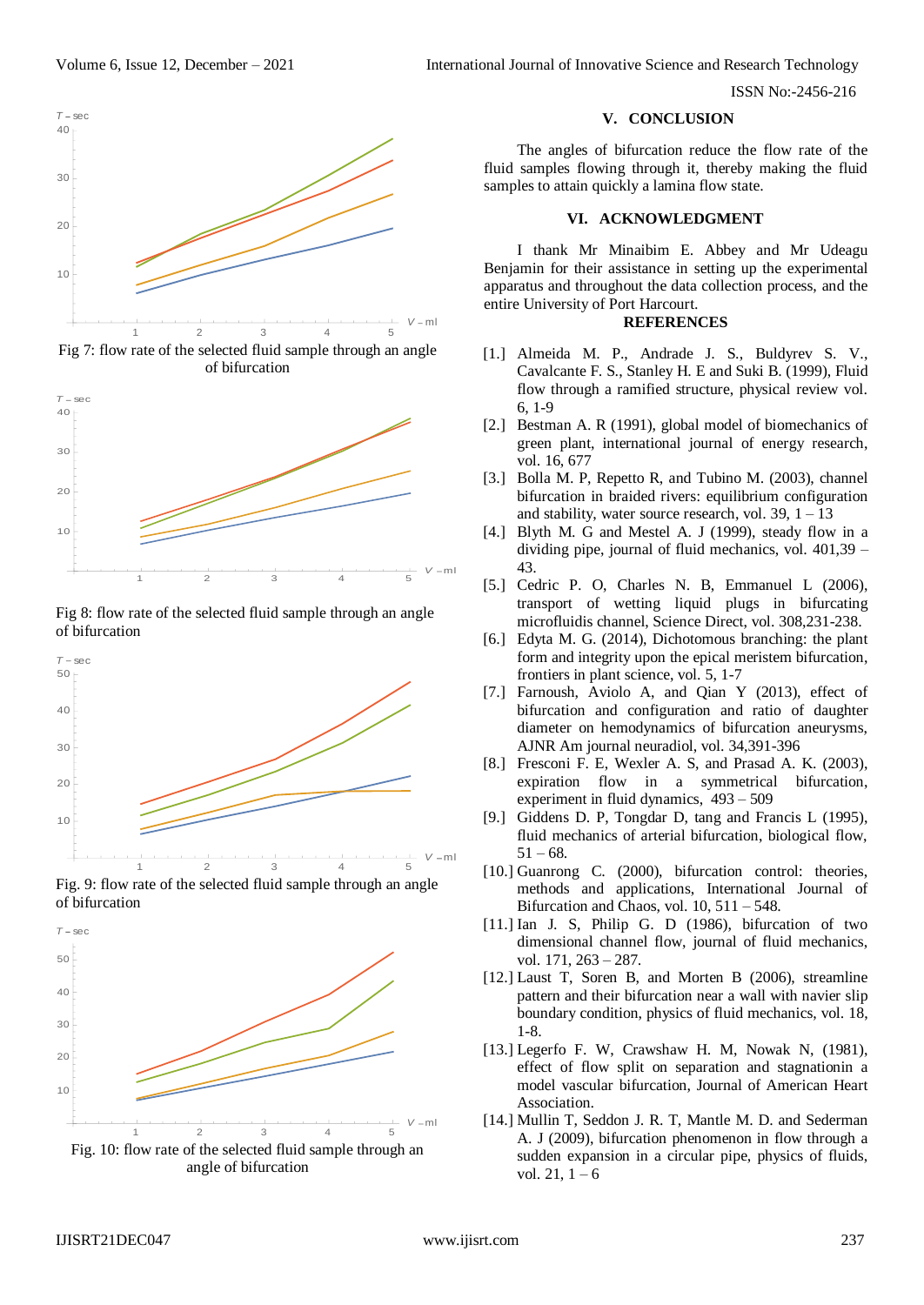Fig 7: flow rate of the selected fluid sample through an angle of bifurcation

Fig 8: flow rate of the selected fluid sample through an angle of bifurcation

Fig. 9: flow rate of the selected fluid sample through an angle of bifurcation

Fig. 10: flow rate of the selected fluid sample through an angle of bifurcation

## V. CONCLUSION

The angles of bifurcation reduce the flow rate of the fluid samples flowing through it, thereby making the fluid samples to attain quickly a lamina flow state.

## VI. ACKNOWLEDGMENT

I thank Mr Minaibim E. Abbey and Mr Udeagu Benjamin for their assistance in setting up the experimental apparatus and throughout the data collection process, and the entire University of Port Harcourt.

## REFERENCES

- [1.] Almeida M. P., Andrade J. S., Buldyrev S. V., Cavalcante F. S., Stanley H. E and Suki B. (1999), Fluid flow through a ramified structure, physical review vol. 6, 1-9
- [2.] Bestman A. R (1991), global model of biomechanics of green plant, international journal of energy research, vol. 16, 677
- [3.] Bolla M. P, Repetto R, and Tubino M. (2003), channel bifurcation in braided rivers: equilibrium configuration and stability, water source research, vol. 39, 1 – 13
- [4.] Blyth M. G and Mestel A. J (1999), steady flow in a dividing pipe, journal of fluid mechanics, vol. 401,39 – 43.
- [5.] Cedric P. O, Charles N. B, Emmanuel L (2006), transport of wetting liquid plugs in bifurcating microfluidis channel, Science Direct, vol. 308,231-238.
- [6.] Edyta M. G. (2014), Dichotomous branching: the plant form and integrity upon the epical meristem bifurcation, frontiers in plant science, vol. 5, 1-7
- [7.] Farnoush, Aviolo A, and Qian Y (2013), effect of bifurcation and configuration and ratio of daughter diameter on hemodynamics of bifurcation aneurysms, AJNR Am journal neuradiol, vol. 34,391-396
- [8.] Fresconi F. E, Wexler A. S, and Prasad A. K. (2003), expiration flow in a symmetrical bifurcation, experiment in fluid dynamics, 493 – 509
- [9.] Giddens D. P, Tongdar D, tang and Francis L (1995), fluid mechanics of arterial bifurcation, biological flow, 51 – 68.
- [10.] Guanrong C. (2000), bifurcation control: theories, methods and applications, International Journal of Bifurcation and Chaos, vol. 10, 511 – 548.
- [11.] Ian J. S, Philip G. D (1986), bifurcation of two dimensional channel flow, journal of fluid mechanics, vol. 171, 263 – 287.
- [12.] Laust T, Soren B, and Morten B (2006), streamline pattern and their bifurcation near a wall with navier slip boundary condition, physics of fluid mechanics, vol. 18, 1-8.
- [13.] Legerfo F. W, Crawshaw H. M, Nowak N, (1981), effect of flow split on separation and stagnationin a model vascular bifurcation, Journal of American Heart Association.
- [14.] Mullin T, Seddon J. R. T, Mantle M. D. and Sederman A. J (2009), bifurcation phenomenon in flow through a sudden expansion in a circular pipe, physics of fluids, vol. 21, 1 – 6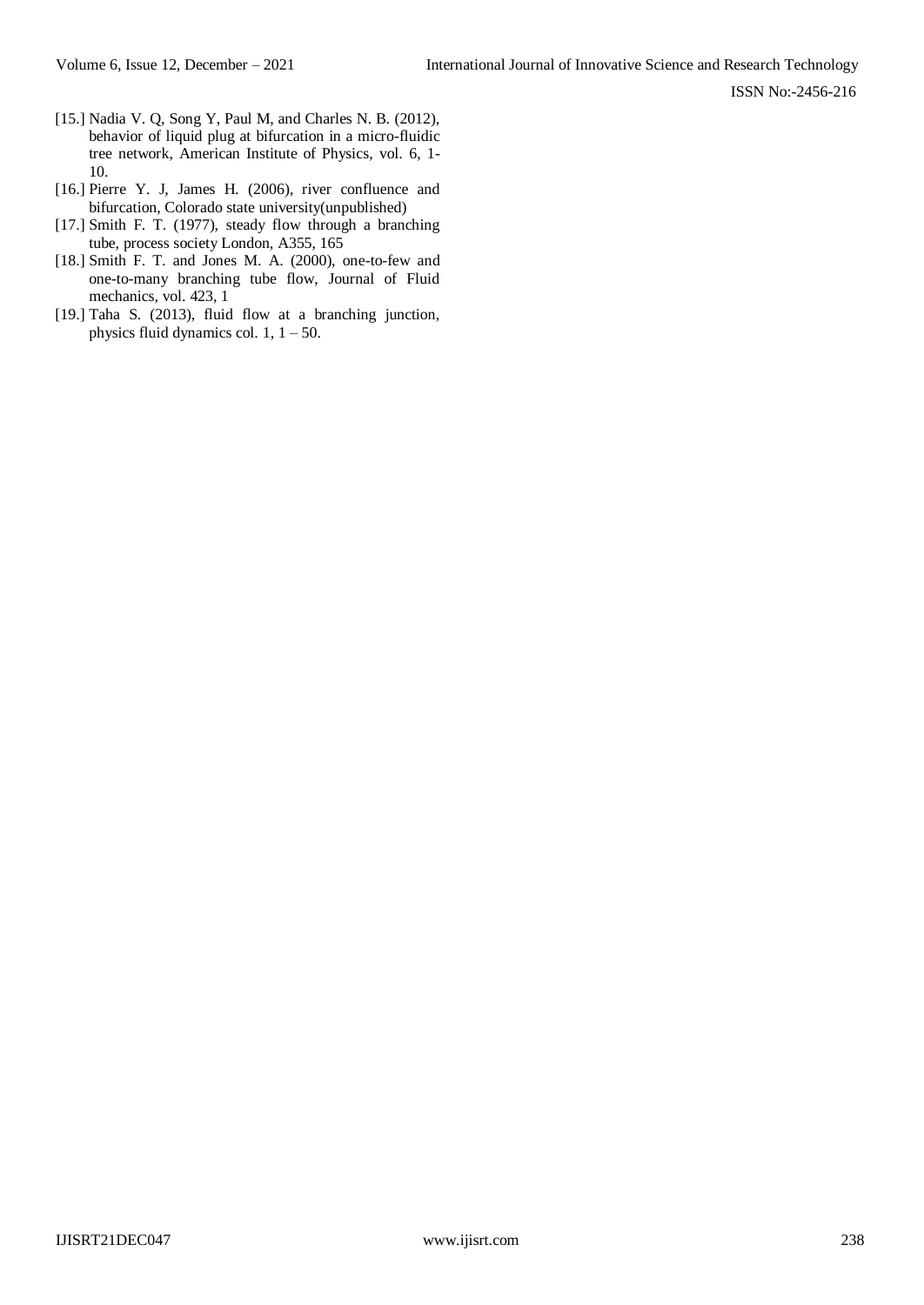[15.] Nadia V. Q, Song Y, Paul M, and Charles N. B. (2012), behavior of liquid plug at bifurcation in a micro-fluidic tree network, American Institute of Physics, vol. 6, 1-10.

[16.] Pierre Y. J, James H. (2006), river confluence and bifurcation, Colorado state university(unpublished)

[17.] Smith F. T. (1977), steady flow through a branching tube, process society London, A355, 165

[18.] Smith F. T. and Jones M. A. (2000), one-to-few and one-to-many branching tube flow, Journal of Fluid mechanics, vol. 423, 1

[19.] Taha S. (2013), fluid flow at a branching junction, physics fluid dynamics col. 1, 1 – 50.